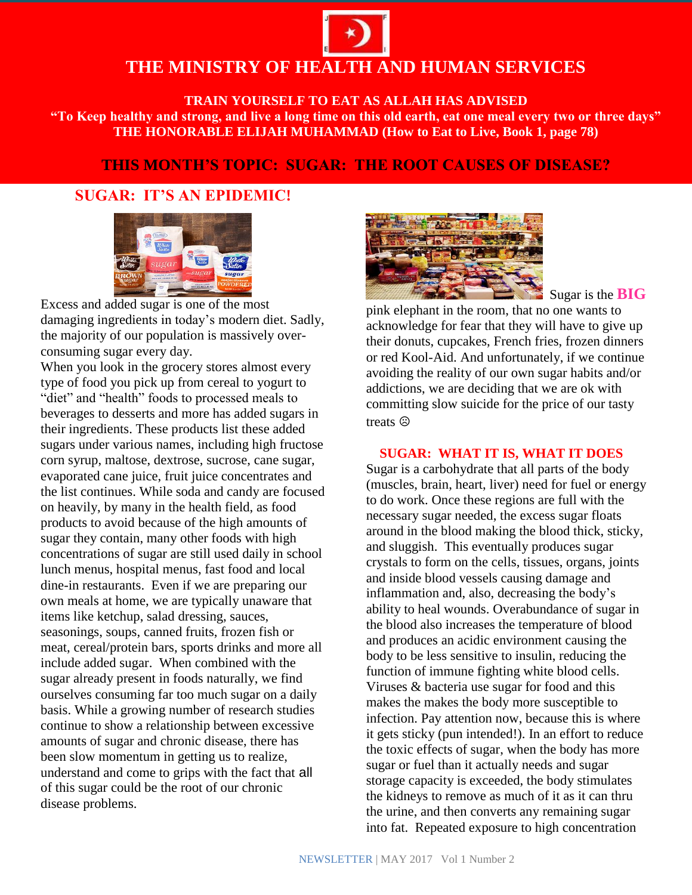# THE MINISTRY OF HEALTH AND HUMAN SERVICES

**TRAIN YOURSELF TO EAT AS ALLAH HAS ADVISED**

**"To Keep healthy and strong, and live a long time on this old earth, eat one meal every two or three days"**

**THE HONORABLE ELIJAH MUHAMMAD (How to Eat to Live, Book 1, page 78)**

## THIS MONTH'S TOPIC: SUGAR: THE ROOT CAUSES OF DISEASE?

### SUGAR: IT'S AN EPIDEMIC!

Excess and added sugar is one of the most damaging ingredients in today's modern diet. Sadly, the majority of our population is massively over-consuming sugar every day.

When you look in the grocery stores almost every type of food you pick up from cereal to yogurt to "diet" and "health" foods to processed meals to beverages to desserts and more has added sugars in their ingredients. These products list these added sugars under various names, including high fructose corn syrup, maltose, dextrose, sucrose, cane sugar, evaporated cane juice, fruit juice concentrates and the list continues. While soda and candy are focused on heavily, by many in the health field, as food products to avoid because of the high amounts of sugar they contain, many other foods with high concentrations of sugar are still used daily in school lunch menus, hospital menus, fast food and local dine-in restaurants. Even if we are preparing our own meals at home, we are typically unaware that items like ketchup, salad dressing, sauces, seasonings, soups, canned fruits, frozen fish or meat, cereal/protein bars, sports drinks and more all include added sugar. When combined with the sugar already present in foods naturally, we find ourselves consuming far too much sugar on a daily basis. While a growing number of research studies continue to show a relationship between excessive amounts of sugar and chronic disease, there has been slow momentum in getting us to realize, understand and come to grips with the fact that all of this sugar could be the root of our chronic disease problems.

Sugar is the **BIG** pink elephant in the room, that no one wants to acknowledge for fear that they will have to give up their donuts, cupcakes, French fries, frozen dinners or red Kool-Aid. And unfortunately, if we continue avoiding the reality of our own sugar habits and/or addictions, we are deciding that we are ok with committing slow suicide for the price of our tasty treats ☹

### SUGAR: WHAT IT IS, WHAT IT DOES

Sugar is a carbohydrate that all parts of the body (muscles, brain, heart, liver) need for fuel or energy to do work. Once these regions are full with the necessary sugar needed, the excess sugar floats around in the blood making the blood thick, sticky, and sluggish. This eventually produces sugar crystals to form on the cells, tissues, organs, joints and inside blood vessels causing damage and inflammation and, also, decreasing the body's ability to heal wounds. Overabundance of sugar in the blood also increases the temperature of blood and produces an acidic environment causing the body to be less sensitive to insulin, reducing the function of immune fighting white blood cells. Viruses & bacteria use sugar for food and this makes the makes the body more susceptible to infection. Pay attention now, because this is where it gets sticky (pun intended!). In an effort to reduce the toxic effects of sugar, when the body has more sugar or fuel than it actually needs and sugar storage capacity is exceeded, the body stimulates the kidneys to remove as much of it as it can thru the urine, and then converts any remaining sugar into fat. Repeated exposure to high concentration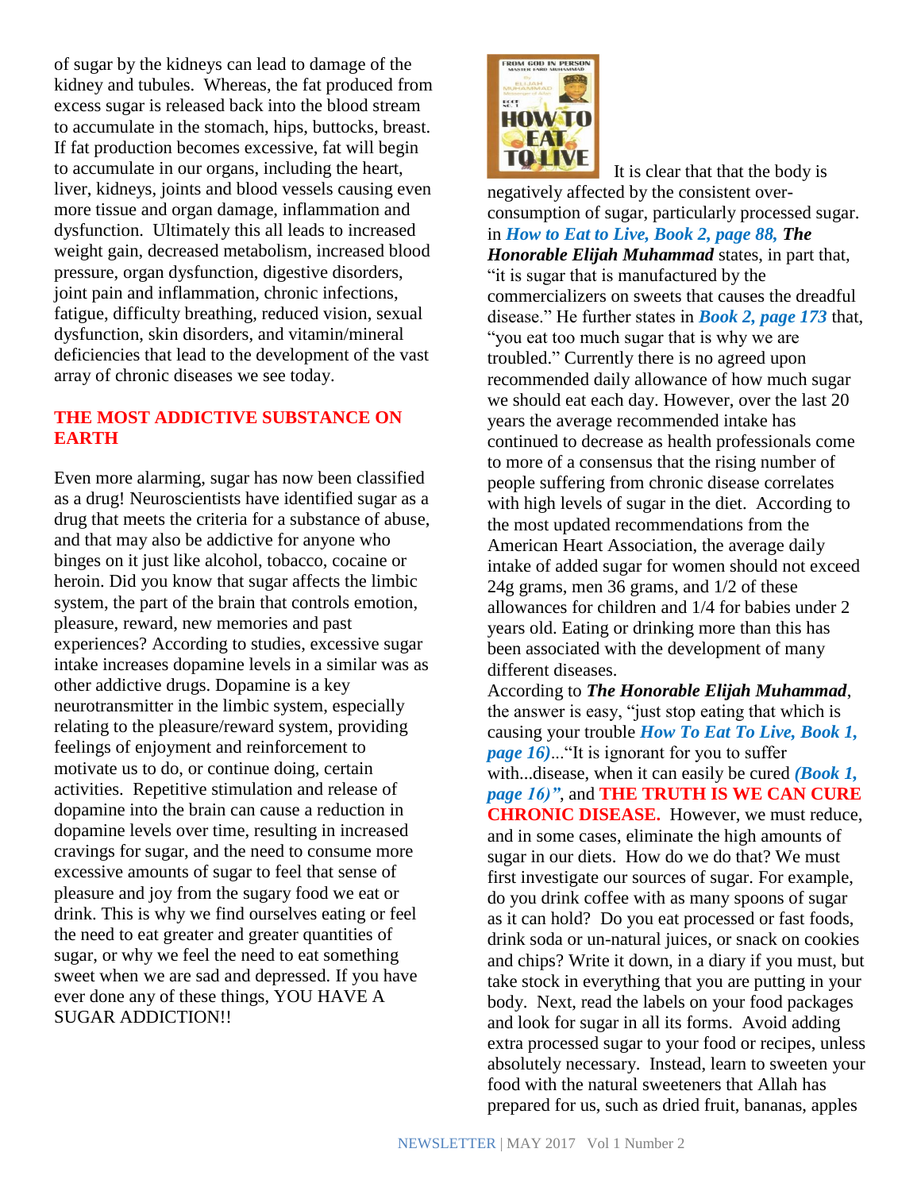of sugar by the kidneys can lead to damage of the kidney and tubules. Whereas, the fat produced from excess sugar is released back into the blood stream to accumulate in the stomach, hips, buttocks, breast. If fat production becomes excessive, fat will begin to accumulate in our organs, including the heart, liver, kidneys, joints and blood vessels causing even more tissue and organ damage, inflammation and dysfunction. Ultimately this all leads to increased weight gain, decreased metabolism, increased blood pressure, organ dysfunction, digestive disorders, joint pain and inflammation, chronic infections, fatigue, difficulty breathing, reduced vision, sexual dysfunction, skin disorders, and vitamin/mineral deficiencies that lead to the development of the vast array of chronic diseases we see today.

## THE MOST ADDICTIVE SUBSTANCE ON EARTH

Even more alarming, sugar has now been classified as a drug! Neuroscientists have identified sugar as a drug that meets the criteria for a substance of abuse, and that may also be addictive for anyone who binges on it just like alcohol, tobacco, cocaine or heroin. Did you know that sugar affects the limbic system, the part of the brain that controls emotion, pleasure, reward, new memories and past experiences? According to studies, excessive sugar intake increases dopamine levels in a similar was as other addictive drugs. Dopamine is a key neurotransmitter in the limbic system, especially relating to the pleasure/reward system, providing feelings of enjoyment and reinforcement to motivate us to do, or continue doing, certain activities. Repetitive stimulation and release of dopamine into the brain can cause a reduction in dopamine levels over time, resulting in increased cravings for sugar, and the need to consume more excessive amounts of sugar to feel that sense of pleasure and joy from the sugary food we eat or drink. This is why we find ourselves eating or feel the need to eat greater and greater quantities of sugar, or why we feel the need to eat something sweet when we are sad and depressed. If you have ever done any of these things, YOU HAVE A SUGAR ADDICTION!!

It is clear that that the body is negatively affected by the consistent over-consumption of sugar, particularly processed sugar. in ***How to Eat to Live, Book 2, page 88, The Honorable Elijah Muhammad*** states, in part that, "it is sugar that is manufactured by the commercializers on sweets that causes the dreadful disease." He further states in ***Book 2, page 173*** that, "you eat too much sugar that is why we are troubled." Currently there is no agreed upon recommended daily allowance of how much sugar we should eat each day. However, over the last 20 years the average recommended intake has continued to decrease as health professionals come to more of a consensus that the rising number of people suffering from chronic disease correlates with high levels of sugar in the diet. According to the most updated recommendations from the American Heart Association, the average daily intake of added sugar for women should not exceed 24g grams, men 36 grams, and 1/2 of these allowances for children and 1/4 for babies under 2 years old. Eating or drinking more than this has been associated with the development of many different diseases.

According to ***The Honorable Elijah Muhammad***, the answer is easy, "just stop eating that which is causing your trouble ***How To Eat To Live, Book 1, page 16)***..."It is ignorant for you to suffer with...disease, when it can easily be cured ***(Book 1, page 16)"***, and **THE TRUTH IS WE CAN CURE CHRONIC DISEASE.** However, we must reduce, and in some cases, eliminate the high amounts of sugar in our diets. How do we do that? We must first investigate our sources of sugar. For example, do you drink coffee with as many spoons of sugar as it can hold? Do you eat processed or fast foods, drink soda or un-natural juices, or snack on cookies and chips? Write it down, in a diary if you must, but take stock in everything that you are putting in your body. Next, read the labels on your food packages and look for sugar in all its forms. Avoid adding extra processed sugar to your food or recipes, unless absolutely necessary. Instead, learn to sweeten your food with the natural sweeteners that Allah has prepared for us, such as dried fruit, bananas, apples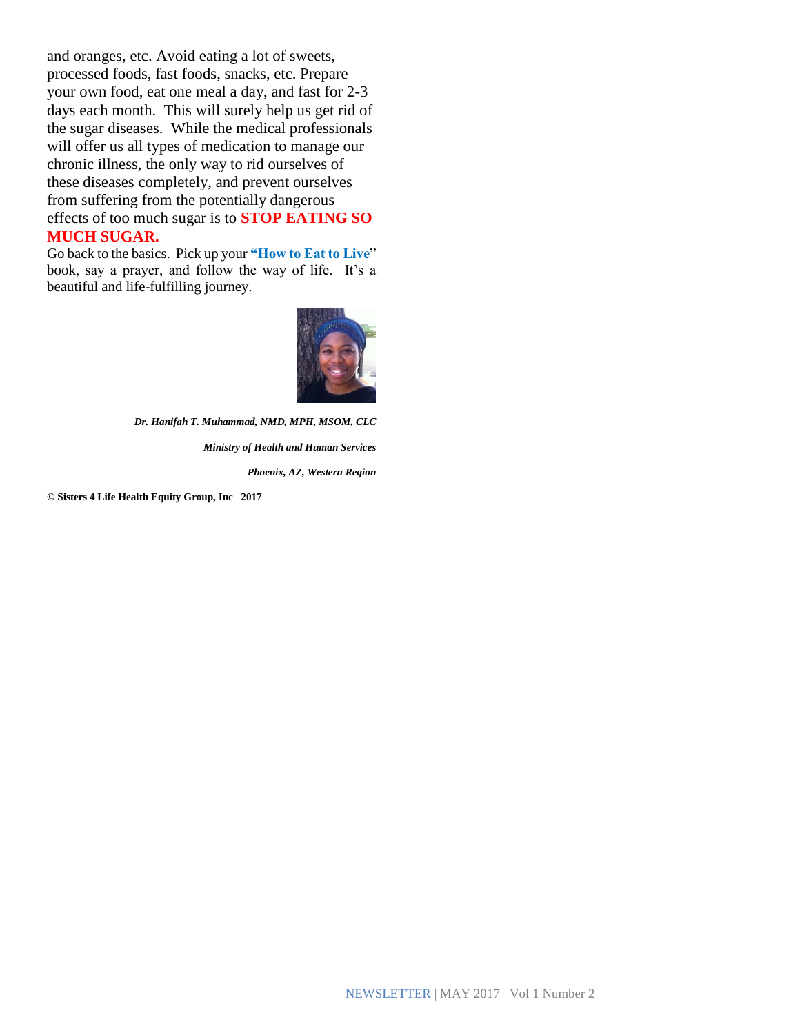and oranges, etc. Avoid eating a lot of sweets, processed foods, fast foods, snacks, etc. Prepare your own food, eat one meal a day, and fast for 2-3 days each month. This will surely help us get rid of the sugar diseases. While the medical professionals will offer us all types of medication to manage our chronic illness, the only way to rid ourselves of these diseases completely, and prevent ourselves from suffering from the potentially dangerous effects of too much sugar is to **STOP EATING SO MUCH SUGAR.**

Go back to the basics. Pick up your **"How to Eat to Live"** book, say a prayer, and follow the way of life. It's a beautiful and life-fulfilling journey.

***Dr. Hanifah T. Muhammad, NMD, MPH, MSOM, CLC***

***Ministry of Health and Human Services***

***Phoenix, AZ, Western Region***

**© Sisters 4 Life Health Equity Group, Inc 2017**